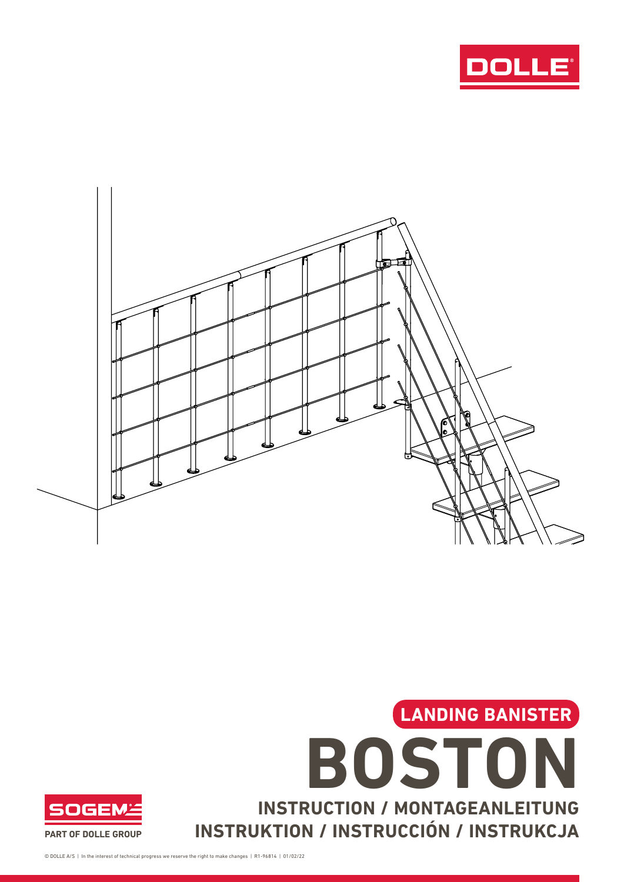DOLLE

LANDING BANISTER

# BOSTON

## INSTRUCTION / MONTAGEANLEITUNG
## INSTRUKTION / INSTRUCCIÓN / INSTRUKCJA

SOGEM

PART OF DOLLE GROUP

© DOLLE A/S | In the interest of technical progress we reserve the right to make changes | R1-96814 | 01/02/22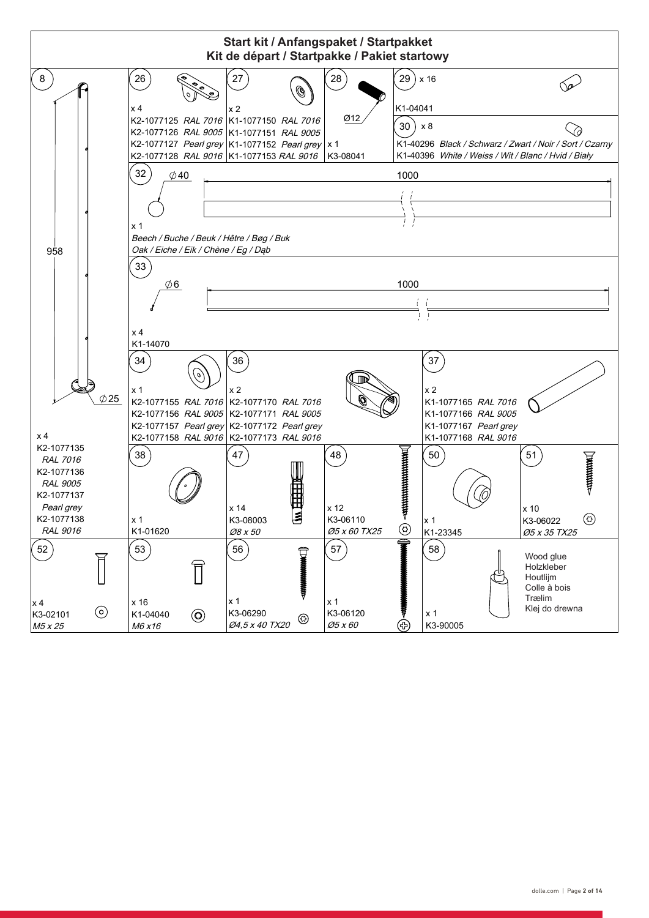# Start kit / Anfangspaket / Startpakket
## Kit de départ / Startpakke / Pakiet startowy

**8**
958
Ø25
x 4
K2-1077135 *RAL 7016*
K2-1077136 *RAL 9005*
K2-1077137 *Pearl grey*
K2-1077138 *RAL 9016*

**26**
x 4
K2-1077125 *RAL 7016*
K2-1077126 *RAL 9005*
K2-1077127 *Pearl grey*
K2-1077128 *RAL 9016*

**27**
x 2
K1-1077150 *RAL 7016*
K1-1077151 *RAL 9005*
K1-1077152 *Pearl grey*
K1-1077153 *RAL 9016*

**28**
Ø12
x 1
K3-08041

**29** x 16
K1-04041

**30** x 8
K1-40296 *Black / Schwarz / Zwart / Noir / Sort / Czarny*
K1-40396 *White / Weiss / Wit / Blanc / Hvid / Biały*

**32**
Ø40
1000
x 1
*Beech / Buche / Beuk / Hêtre / Bøg / Buk*
*Oak / Eiche / Eik / Chène / Eg / Dąb*

**33**
Ø6
1000
x 4
K1-14070

**34**
x 1
K2-1077155 *RAL 7016*
K2-1077156 *RAL 9005*
K2-1077157 *Pearl grey*
K2-1077158 *RAL 9016*

**36**
x 2
K2-1077170 *RAL 7016*
K2-1077171 *RAL 9005*
K2-1077172 *Pearl grey*
K2-1077173 *RAL 9016*

**37**
x 2
K1-1077165 *RAL 7016*
K1-1077166 *RAL 9005*
K1-1077167 *Pearl grey*
K1-1077168 *RAL 9016*

**38**
x 1
K1-01620

**47**
x 14
K3-08003
*Ø8 x 50*

**48**
x 12
K3-06110
*Ø5 x 60 TX25*

**50**
x 1
K1-23345

**51**
x 10
K3-06022
*Ø5 x 35 TX25*

**52**
x 4
K3-02101
*M5 x 25*

**53**
x 16
K1-04040
*M6 x16*

**56**
x 1
K3-06290
*Ø4,5 x 40 TX20*

**57**
x 1
K3-06120
*Ø5 x 60*

**58**
x 1
K3-90005
Wood glue
Holzkleber
Houtlijm
Colle à bois
Trælim
Klej do drewna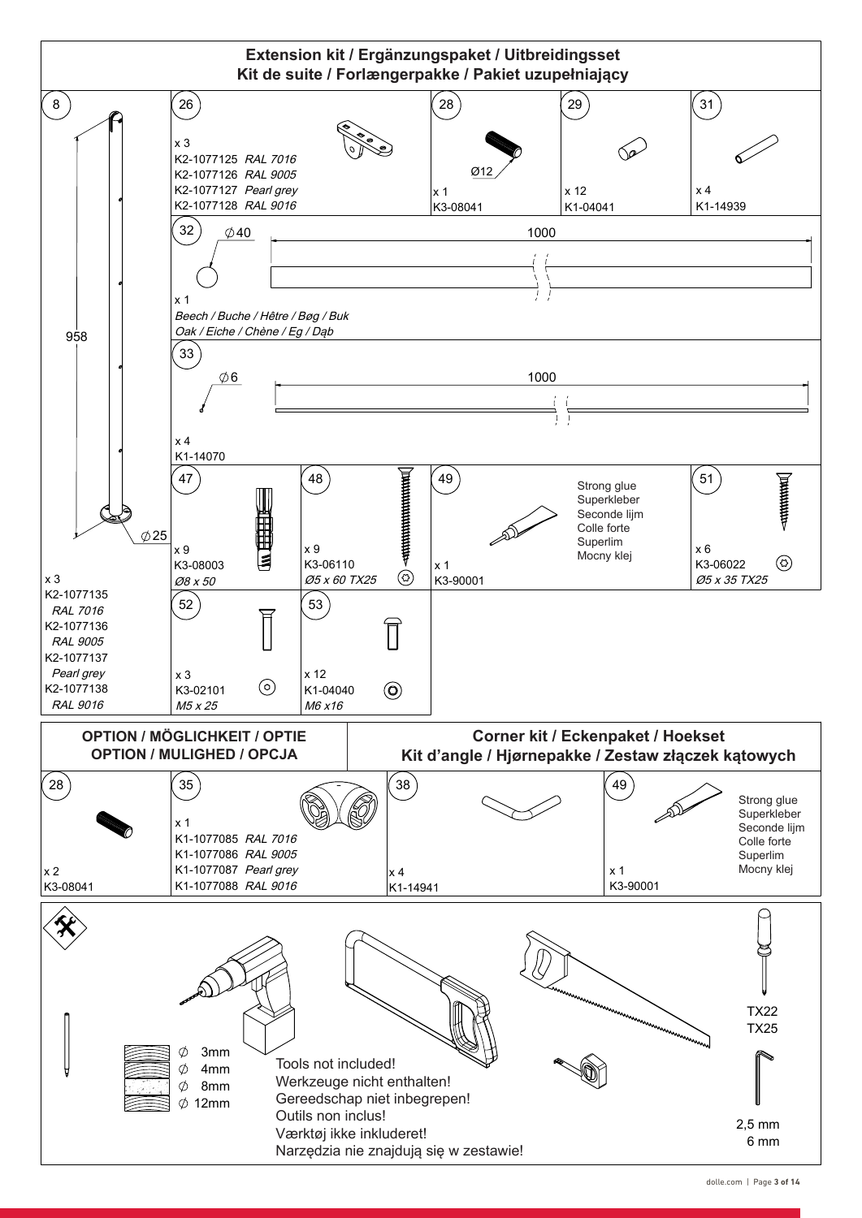## Extension kit / Ergänzungspaket / Uitbreidingsset
## Kit de suite / Forlængerpakke / Pakiet uzupełniający

| No. | Qty | Art. no. | Specification |
|---|---|---|---|
| 8 | x 3 | K2-1077135 / K2-1077136 / K2-1077137 / K2-1077138 | *RAL 7016* / *RAL 9005* / *Pearl grey* / *RAL 9016* — 958, ∅25 |
| 26 | x 3 | K2-1077125 / K2-1077126 / K2-1077127 / K2-1077128 | *RAL 7016* / *RAL 9005* / *Pearl grey* / *RAL 9016* |
| 28 | x 1 | K3-08041 | Ø12 |
| 29 | x 12 | K1-04041 | |
| 31 | x 4 | K1-14939 | |
| 32 | x 1 | | ∅40, 1000 — *Beech / Buche / Hêtre / Bøg / Buk*; *Oak / Eiche / Chêne / Eg / Dąb* |
| 33 | x 4 | K1-14070 | ∅6, 1000 |
| 47 | x 9 | K3-08003 | *Ø8 x 50* |
| 48 | x 9 | K3-06110 | *Ø5 x 60 TX25* |
| 49 | x 1 | K3-90001 | Strong glue / Superkleber / Seconde lijm / Colle forte / Superlim / Mocny klej |
| 51 | x 6 | K3-06022 | *Ø5 x 35 TX25* |
| 52 | x 3 | K3-02101 | *M5 x 25* |
| 53 | x 12 | K1-04040 | *M6 x16* |

## OPTION / MÖGLICHKEIT / OPTIE / OPTION / MULIGHED / OPCJA

## Corner kit / Eckenpaket / Hoekset
## Kit d'angle / Hjørnepakke / Zestaw złączek kątowych

| No. | Qty | Art. no. | Specification |
|---|---|---|---|
| 28 | x 2 | K3-08041 | |
| 35 | x 1 | K1-1077085 / K1-1077086 / K1-1077087 / K1-1077088 | *RAL 7016* / *RAL 9005* / *Pearl grey* / *RAL 9016* |
| 38 | x 4 | K1-14941 | |
| 49 | x 1 | K3-90001 | Strong glue / Superkleber / Seconde lijm / Colle forte / Superlim / Mocny klej |

∅ 3mm
∅ 4mm
∅ 8mm
∅ 12mm

TX22
TX25

2,5 mm
6 mm

Tools not included!
Werkzeuge nicht enthalten!
Gereedschap niet inbegrepen!
Outils non inclus!
Værktøj ikke inkluderet!
Narzędzia nie znajdują się w zestawie!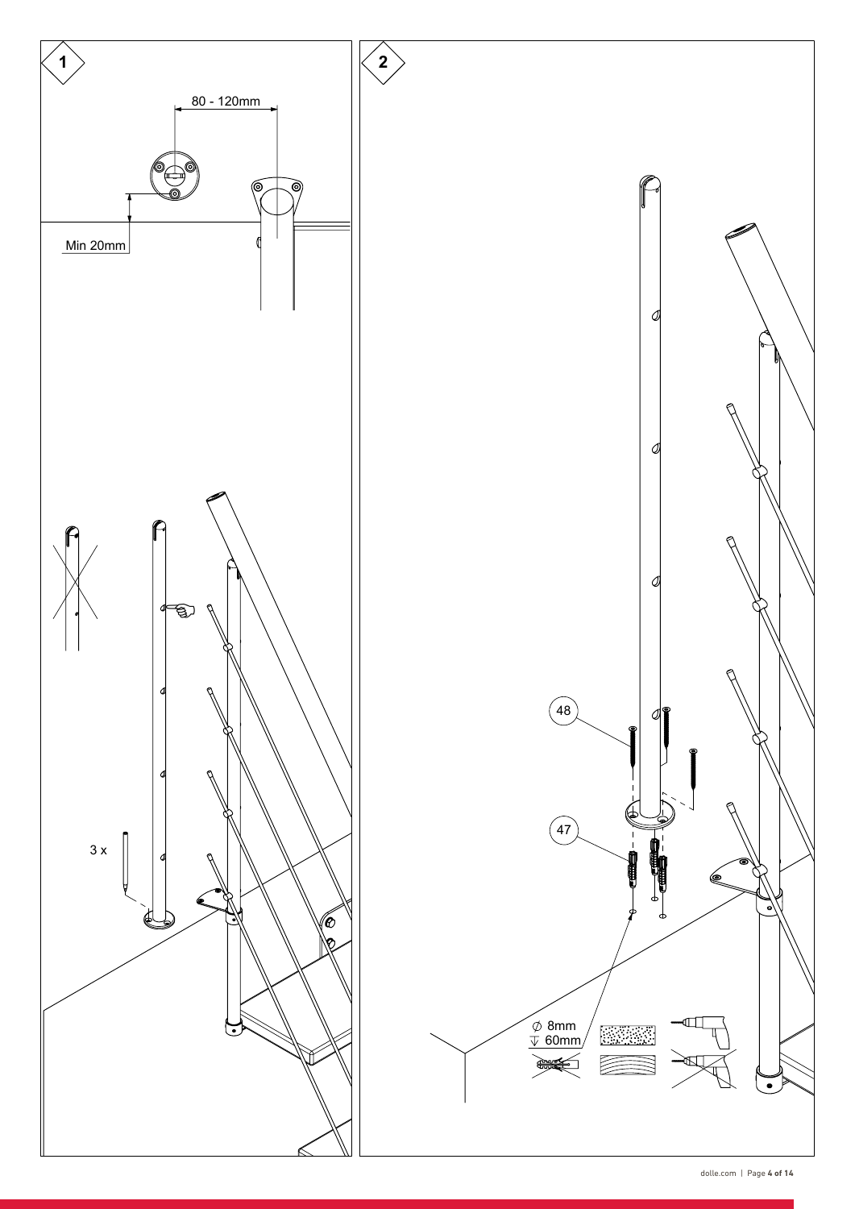1

80 - 120mm

Min 20mm

3 x

2

48

47

∅ 8mm
60mm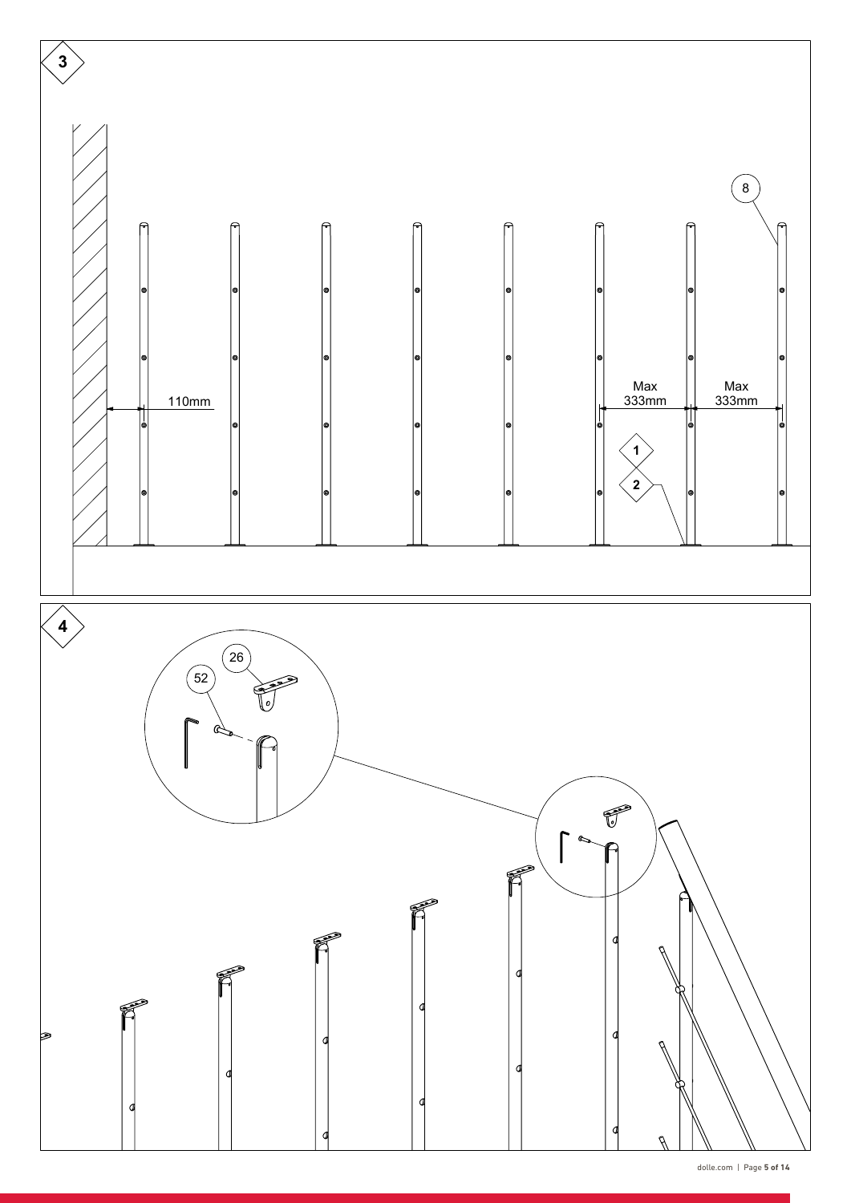3

8

110mm

Max 333mm

Max 333mm

1

2

4

26

52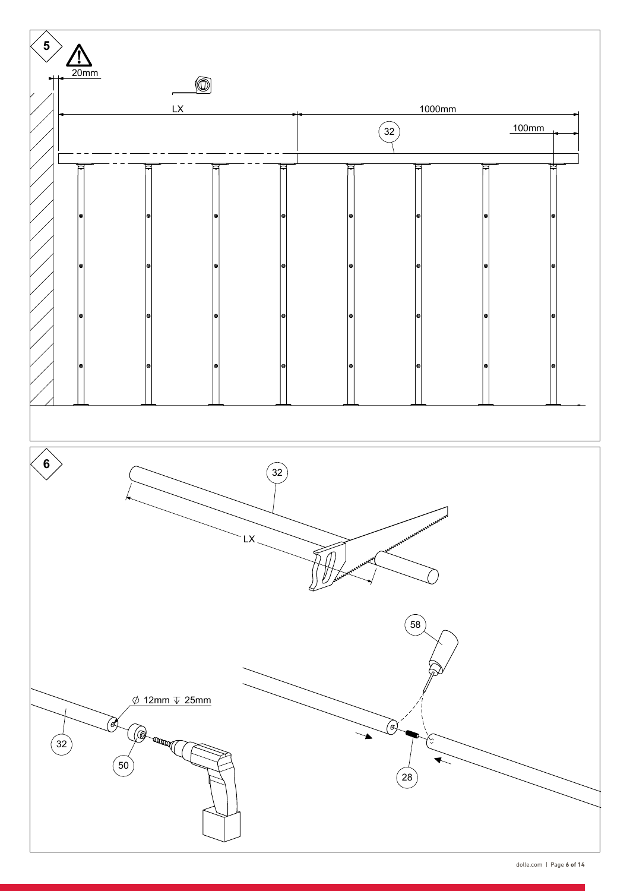5

20mm

LX

1000mm

32

100mm

6

32

LX

58

$\varnothing$ 12mm $\downarrow$ 25mm

32

50

28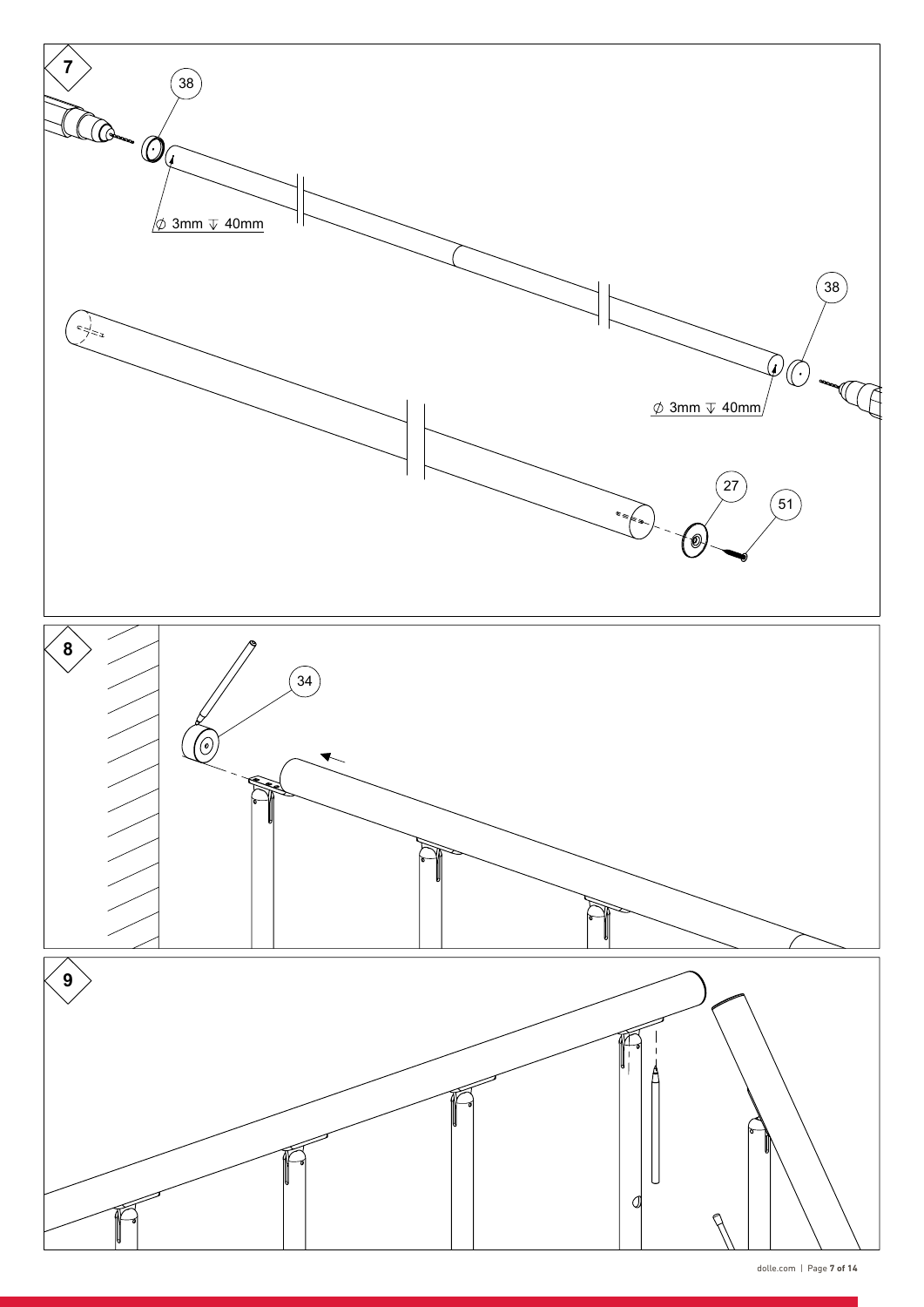7

38

⌀ 3mm ↧ 40mm

38

⌀ 3mm ↧ 40mm

27

51

8

34

9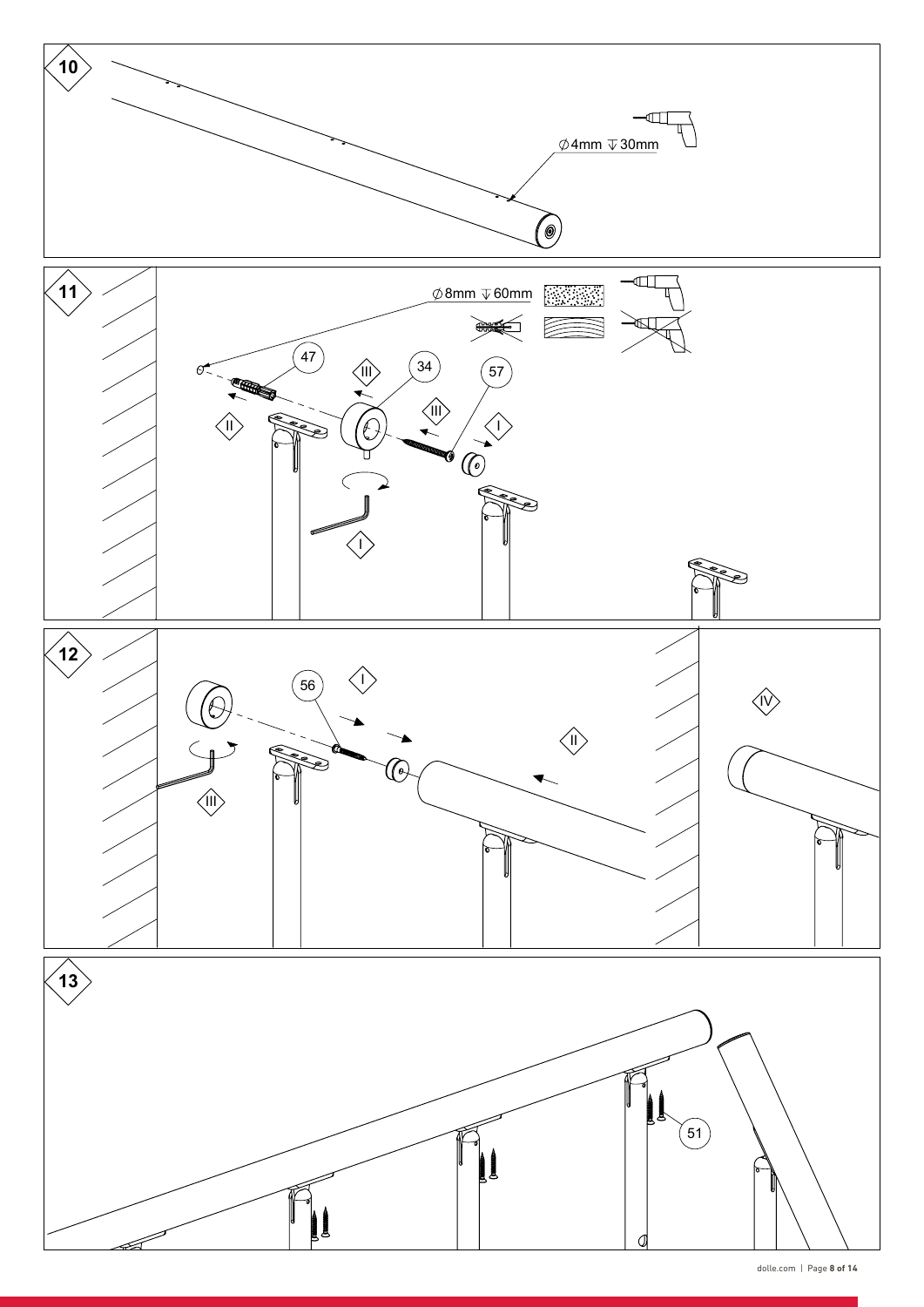10

⌀4mm ↧30mm

11

⌀8mm ↧60mm

47

34

57

I

II

III

12

56

I

II

III

IV

13

51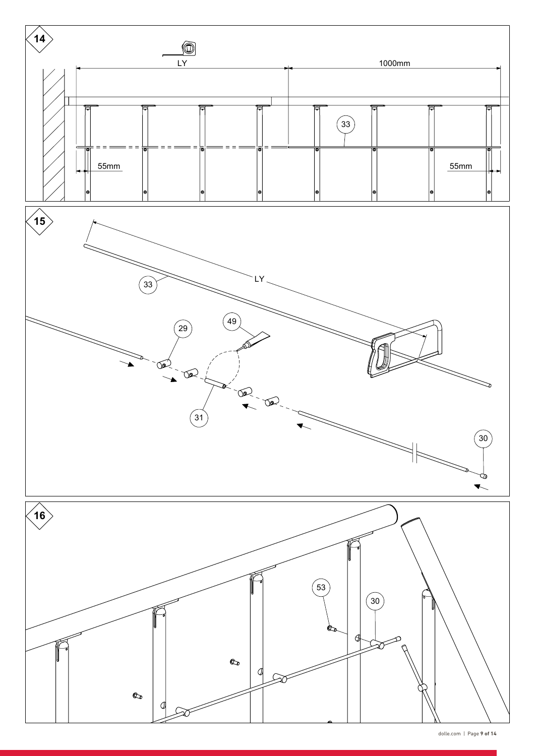14

LY

1000mm

33

55mm

55mm

15

LY

33

29

49

31

30

16

53

30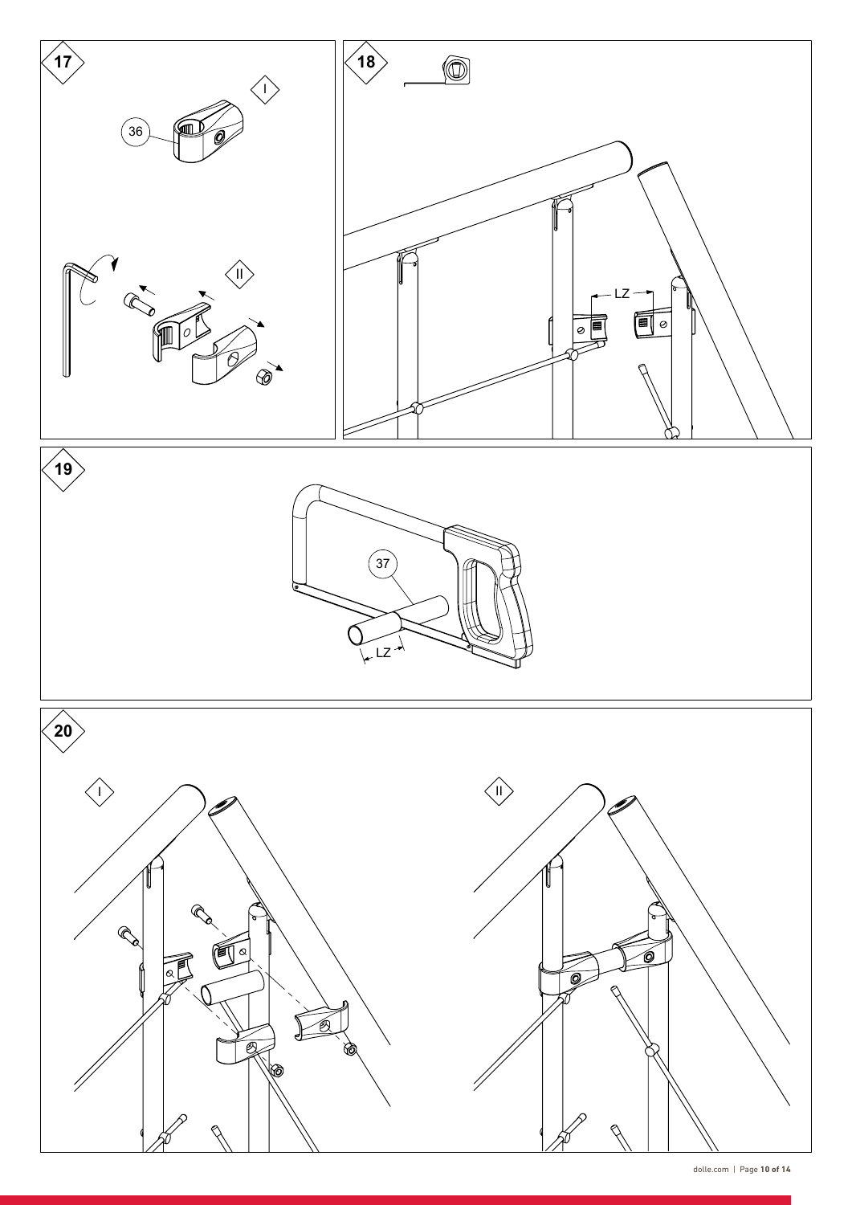17

I

36

II

18

LZ

19

37

LZ

20

I

II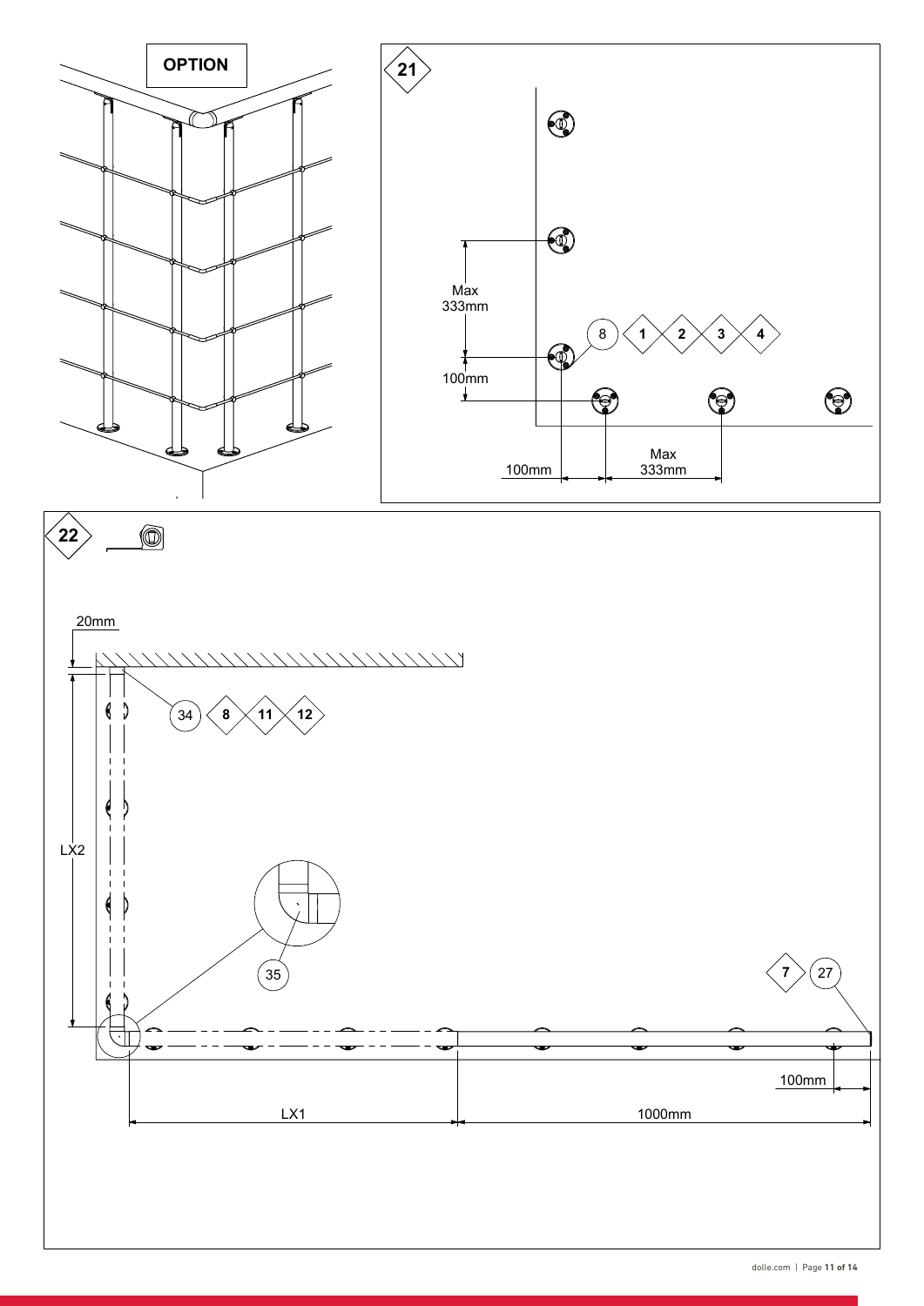OPTION

21

Max 333mm

100mm

8 | 1 | 2 | 3 | 4

100mm

Max 333mm

22

20mm

34 | 8 | 11 | 12

LX2

35

7 | 27

100mm

LX1

1000mm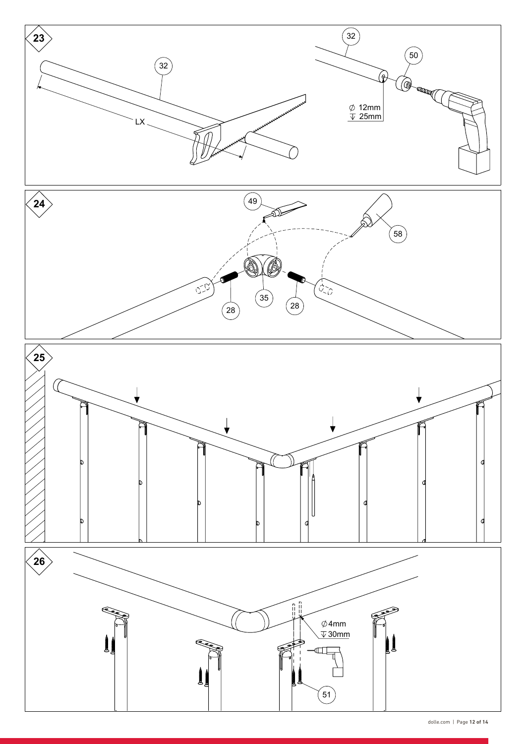23

32

LX

32

50

$\varnothing$ 12mm
↧ 25mm

24

49

58

28

35

28

25

26

$\varnothing$4mm
↧ 30mm

51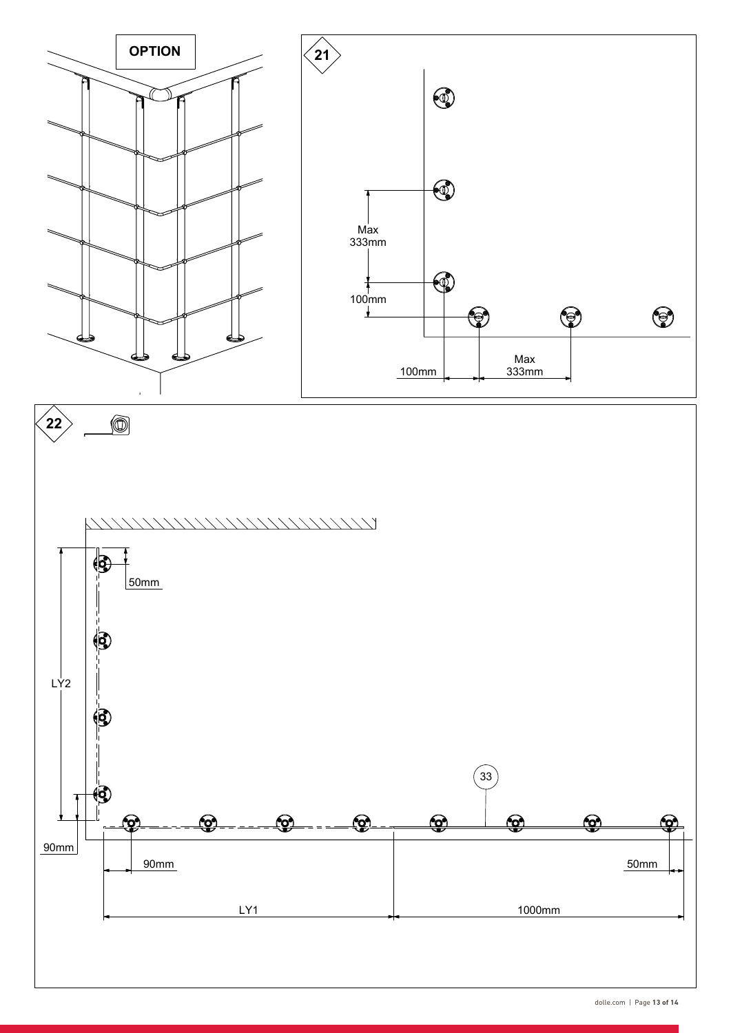**OPTION**

**21**

Max 333mm

100mm

100mm

Max 333mm

**22**

50mm

LY2

33

90mm

90mm

50mm

LY1

1000mm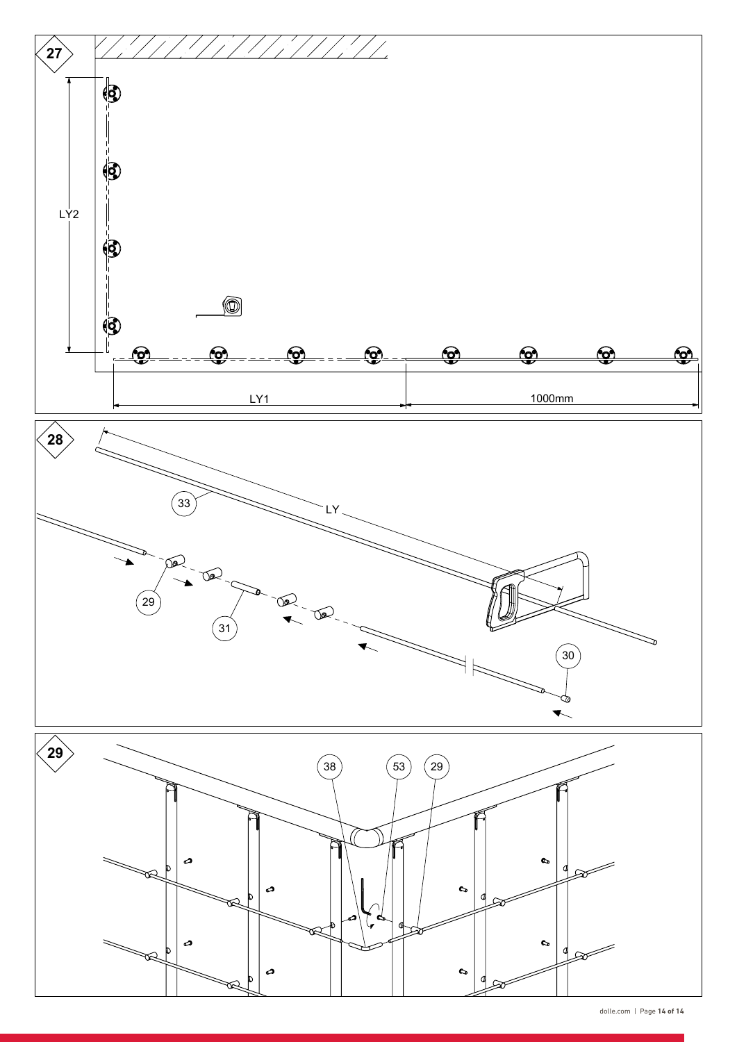27

LY2

LY1

1000mm

28

33

LY

29

31

30

29

38

53

29